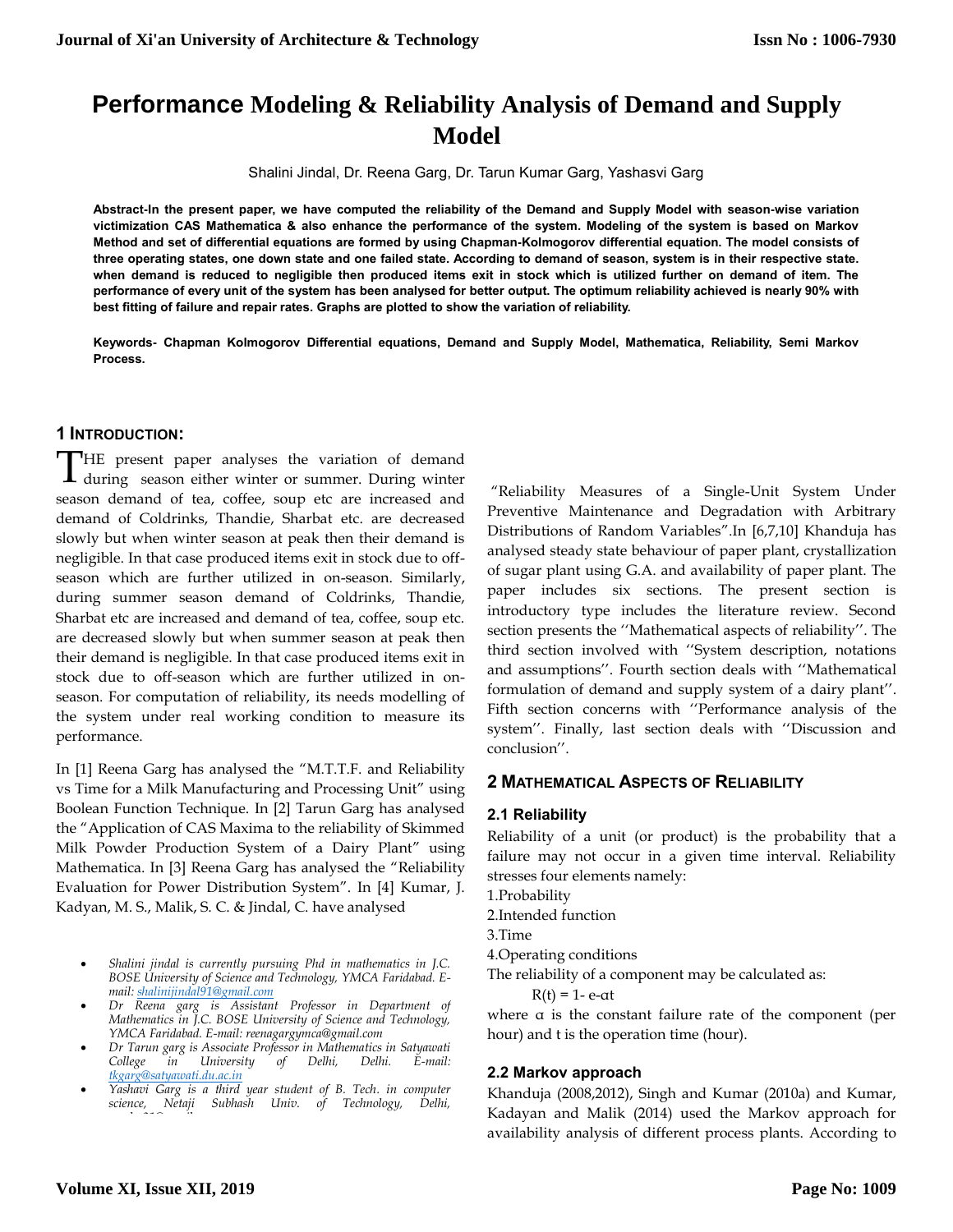# Performance Modeling & Reliability Analysis of Demand and Supply Model

Shalini Jindal, Dr. Reena Garg, Dr. Tarun Kumar Garg, Yashasvi Garg

**Abstract-In the present paper, we have computed the reliability of the Demand and Supply Model with season-wise variation victimization CAS Mathematica & also enhance the performance of the system. Modeling of the system is based on Markov Method and set of differential equations are formed by using Chapman-Kolmogorov differential equation. The model consists of three operating states, one down state and one failed state. According to demand of season, system is in their respective state. when demand is reduced to negligible then produced items exit in stock which is utilized further on demand of item. The performance of every unit of the system has been analysed for better output. The optimum reliability achieved is nearly 90% with best fitting of failure and repair rates. Graphs are plotted to show the variation of reliability.**

**Keywords- Chapman Kolmogorov Differential equations, Demand and Supply Model, Mathematica, Reliability, Semi Markov Process.**

## 1 Introduction:

THE present paper analyses the variation of demand during season either winter or summer. During winter season demand of tea, coffee, soup etc are increased and demand of Coldrinks, Thandie, Sharbat etc. are decreased slowly but when winter season at peak then their demand is negligible. In that case produced items exit in stock due to off-season which are further utilized in on-season. Similarly, during summer season demand of Coldrinks, Thandie, Sharbat etc are increased and demand of tea, coffee, soup etc. are decreased slowly but when summer season at peak then their demand is negligible. In that case produced items exit in stock due to off-season which are further utilized in on-season. For computation of reliability, its needs modelling of the system under real working condition to measure its performance.

In [1] Reena Garg has analysed the "M.T.T.F. and Reliability vs Time for a Milk Manufacturing and Processing Unit" using Boolean Function Technique. In [2] Tarun Garg has analysed the "Application of CAS Maxima to the reliability of Skimmed Milk Powder Production System of a Dairy Plant" using Mathematica. In [3] Reena Garg has analysed the "Reliability Evaluation for Power Distribution System". In [4] Kumar, J. Kadyan, M. S., Malik, S. C. & Jindal, C. have analysed "Reliability Measures of a Single-Unit System Under Preventive Maintenance and Degradation with Arbitrary Distributions of Random Variables".In [6,7,10] Khanduja has analysed steady state behaviour of paper plant, crystallization of sugar plant using G.A. and availability of paper plant. The paper includes six sections. The present section is introductory type includes the literature review. Second section presents the ''Mathematical aspects of reliability''. The third section involved with ''System description, notations and assumptions''. Fourth section deals with ''Mathematical formulation of demand and supply system of a dairy plant''. Fifth section concerns with ''Performance analysis of the system''. Finally, last section deals with ''Discussion and conclusion''.

- *Shalini jindal is currently pursuing Phd in mathematics in J.C. BOSE University of Science and Technology, YMCA Faridabad. E-mail: shalinijindal91@gmail.com*
- *Dr Reena garg is Assistant Professor in Department of Mathematics in J.C. BOSE University of Science and Technology, YMCA Faridabad. E-mail: reenagargymca@gmail.com*
- *Dr Tarun garg is Associate Professor in Mathematics in Satyawati College in University of Delhi, Delhi. E-mail: tkgarg@satyawati.du.ac.in*
- *Yashavi Garg is a third year student of B. Tech. in computer science, Netaji Subhash Univ. of Technology, Delhi,*

## 2 Mathematical Aspects of Reliability

### 2.1 Reliability

Reliability of a unit (or product) is the probability that a failure may not occur in a given time interval. Reliability stresses four elements namely:

1.Probability
2.Intended function
3.Time
4.Operating conditions

The reliability of a component may be calculated as:

$$R(t) = 1- e^{-\alpha t}$$

where α is the constant failure rate of the component (per hour) and t is the operation time (hour).

### 2.2 Markov approach

Khanduja (2008,2012), Singh and Kumar (2010a) and Kumar, Kadayan and Malik (2014) used the Markov approach for availability analysis of different process plants. According to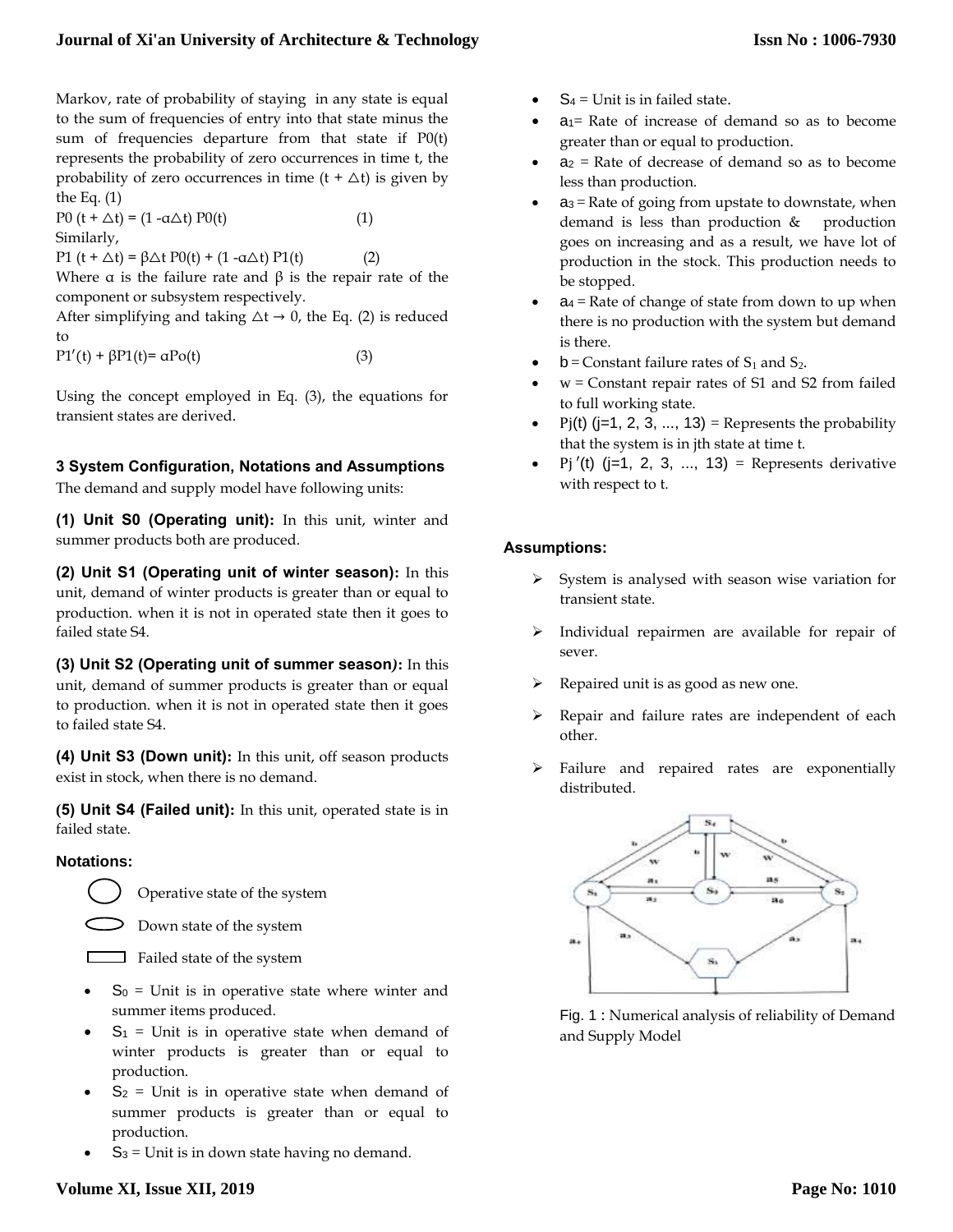Markov, rate of probability of staying in any state is equal to the sum of frequencies of entry into that state minus the sum of frequencies departure from that state if P0(t) represents the probability of zero occurrences in time t, the probability of zero occurrences in time $(t + \triangle t)$ is given by the Eq. (1)

$$P0\,(t + \triangle t) = (1 - \alpha \triangle t)\, P0(t) \qquad (1)$$

Similarly,

$$P1\,(t + \triangle t) = \beta \triangle t\, P0(t) + (1 - \alpha \triangle t)\, P1(t) \qquad (2)$$

Where α is the failure rate and β is the repair rate of the component or subsystem respectively.

After simplifying and taking $\triangle t \rightarrow 0$, the Eq. (2) is reduced to

$$P1'(t) + \beta P1(t) = \alpha Po(t) \qquad (3)$$

Using the concept employed in Eq. (3), the equations for transient states are derived.

### 3 System Configuration, Notations and Assumptions

The demand and supply model have following units:

**(1) Unit S0 (Operating unit):** In this unit, winter and summer products both are produced.

**(2) Unit S1 (Operating unit of winter season):** In this unit, demand of winter products is greater than or equal to production. when it is not in operated state then it goes to failed state S4.

**(3) Unit S2 (Operating unit of summer season):** In this unit, demand of summer products is greater than or equal to production. when it is not in operated state then it goes to failed state S4.

**(4) Unit S3 (Down unit):** In this unit, off season products exist in stock, when there is no demand.

**(5) Unit S4 (Failed unit):** In this unit, operated state is in failed state.

**Notations:**

- Operative state of the system (circle)
- Down state of the system (ellipse)
- Failed state of the system (rectangle)

- $S_0$ = Unit is in operative state where winter and summer items produced.
- $S_1$ = Unit is in operative state when demand of winter products is greater than or equal to production.
- $S_2$ = Unit is in operative state when demand of summer products is greater than or equal to production.
- $S_3$ = Unit is in down state having no demand.
- $S_4$ = Unit is in failed state.
- $a_1$ = Rate of increase of demand so as to become greater than or equal to production.
- $a_2$ = Rate of decrease of demand so as to become less than production.
- $a_3$ = Rate of going from upstate to downstate, when demand is less than production & production goes on increasing and as a result, we have lot of production in the stock. This production needs to be stopped.
- $a_4$ = Rate of change of state from down to up when there is no production with the system but demand is there.
- b = Constant failure rates of $S_1$ and $S_2$.
- w = Constant repair rates of S1 and S2 from failed to full working state.
- $P_j(t)$ (j=1, 2, 3, ..., 13) = Represents the probability that the system is in jth state at time t.
- $P_j'(t)$ (j=1, 2, 3, ..., 13) = Represents derivative with respect to t.

**Assumptions:**

- System is analysed with season wise variation for transient state.
- Individual repairmen are available for repair of sever.
- Repaired unit is as good as new one.
- Repair and failure rates are independent of each other.
- Failure and repaired rates are exponentially distributed.

Fig. 1 : Numerical analysis of reliability of Demand and Supply Model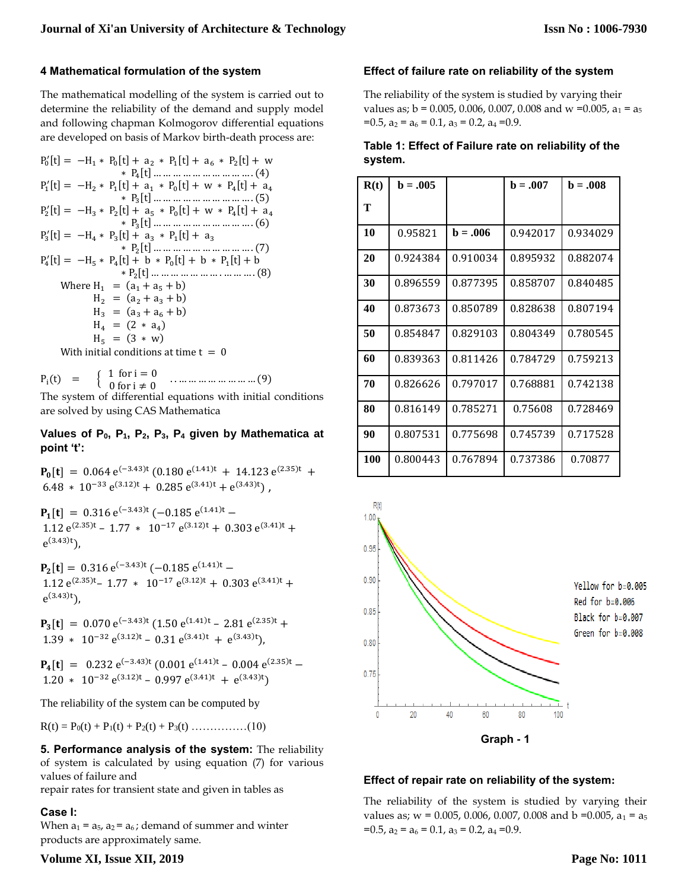## 4 Mathematical formulation of the system

The mathematical modelling of the system is carried out to determine the reliability of the demand and supply model and following chapman Kolmogorov differential equations are developed on basis of Markov birth-death process are:

$$P_0'[t] = -H_1 * P_0[t] + a_2 * P_1[t] + a_6 * P_2[t] + w * P_4[t] \ldots\ldots (4)$$

$$P_1'[t] = -H_2 * P_1[t] + a_1 * P_0[t] + w * P_4[t] + a_4 * P_3[t] \ldots\ldots (5)$$

$$P_2'[t] = -H_3 * P_2[t] + a_5 * P_0[t] + w * P_4[t] + a_4 * P_3[t] \ldots\ldots (6)$$

$$P_3'[t] = -H_4 * P_3[t] + P_1[t] + a_3 * P_1[t] + a_3 * P_2[t] \ldots\ldots (7)$$

$$P_4'[t] = -H_5 * P_4[t] + b * P_0[t] + b * P_1[t] + b * P_2[t] \ldots\ldots (8)$$

Where
$H_1 = (a_1 + a_5 + b)$
$H_2 = (a_2 + a_3 + b)$
$H_3 = (a_3 + a_6 + b)$
$H_4 = (2 * a_4)$
$H_5 = (3 * w)$

With initial conditions at time $t = 0$

$$P_i(t) = \begin{cases} 1 \text{ for } i = 0 \\ 0 \text{ for } i \neq 0 \end{cases} \ldots\ldots (9)$$

The system of differential equations with initial conditions are solved by using CAS Mathematica

### Values of $P_0$, $P_1$, $P_2$, $P_3$, $P_4$ given by Mathematica at point 't':

$$\mathbf{P_0[t]} = 0.064\, e^{(-3.43)t} (0.180\, e^{(1.41)t} + 14.123\, e^{(2.35)t} + 6.48 * 10^{-33} e^{(3.12)t} + 0.285\, e^{(3.41)t} + e^{(3.43)t}),$$

$$\mathbf{P_1[t]} = 0.316\, e^{(-3.43)t} (-0.185\, e^{(1.41)t} - 1.12\, e^{(2.35)t} - 1.77 * 10^{-17} e^{(3.12)t} + 0.303\, e^{(3.41)t} + e^{(3.43)t}),$$

$$\mathbf{P_2[t]} = 0.316\, e^{(-3.43)t} (-0.185\, e^{(1.41)t} - 1.12\, e^{(2.35)t} - 1.77 * 10^{-17} e^{(3.12)t} + 0.303\, e^{(3.41)t} + e^{(3.43)t}),$$

$$\mathbf{P_3[t]} = 0.070\, e^{(-3.43)t} (1.50\, e^{(1.41)t} - 2.81\, e^{(2.35)t} + 1.39 * 10^{-32} e^{(3.12)t} - 0.31\, e^{(3.41)t} + e^{(3.43)t}),$$

$$\mathbf{P_4[t]} = 0.232\, e^{(-3.43)t} (0.001\, e^{(1.41)t} - 0.004\, e^{(2.35)t} - 1.20 * 10^{-32} e^{(3.12)t} - 0.997\, e^{(3.41)t} + e^{(3.43)t})$$

The reliability of the system can be computed by

$$R(t) = P_0(t) + P_1(t) + P_2(t) + P_3(t) \ldots\ldots (10)$$

**5. Performance analysis of the system:** The reliability of system is calculated by using equation (7) for various values of failure and repair rates for transient state and given in tables as

### Case I:

When $a_1 = a_5$, $a_2 = a_6$; demand of summer and winter products are approximately same.

### Effect of failure rate on reliability of the system

The reliability of the system is studied by varying their values as; b = 0.005, 0.006, 0.007, 0.008 and w =0.005, $a_1 = a_5$ =0.5, $a_2 = a_6$ = 0.1, $a_3$ = 0.2, $a_4$ =0.9.

**Table 1: Effect of Failure rate on reliability of the system.**

| R(t) T | b = .005 | b = .006 | b = .007 | b = .008 |
|---|---|---|---|---|
| 10 | 0.95821 | | 0.942017 | 0.934029 |
| 20 | 0.924384 | 0.910034 | 0.895932 | 0.882074 |
| 30 | 0.896559 | 0.877395 | 0.858707 | 0.840485 |
| 40 | 0.873673 | 0.850789 | 0.828638 | 0.807194 |
| 50 | 0.854847 | 0.829103 | 0.804349 | 0.780545 |
| 60 | 0.839363 | 0.811426 | 0.784729 | 0.759213 |
| 70 | 0.826626 | 0.797017 | 0.768881 | 0.742138 |
| 80 | 0.816149 | 0.785271 | 0.75608 | 0.728469 |
| 90 | 0.807531 | 0.775698 | 0.745739 | 0.717528 |
| 100 | 0.800443 | 0.767894 | 0.737386 | 0.70877 |

Yellow for b=0.005
Red for b=0.006
Black for b=0.007
Green for b=0.008

**Graph - 1**

### Effect of repair rate on reliability of the system:

The reliability of the system is studied by varying their values as; w = 0.005, 0.006, 0.007, 0.008 and b =0.005, $a_1 = a_5$ =0.5, $a_2 = a_6$ = 0.1, $a_3$ = 0.2, $a_4$ =0.9.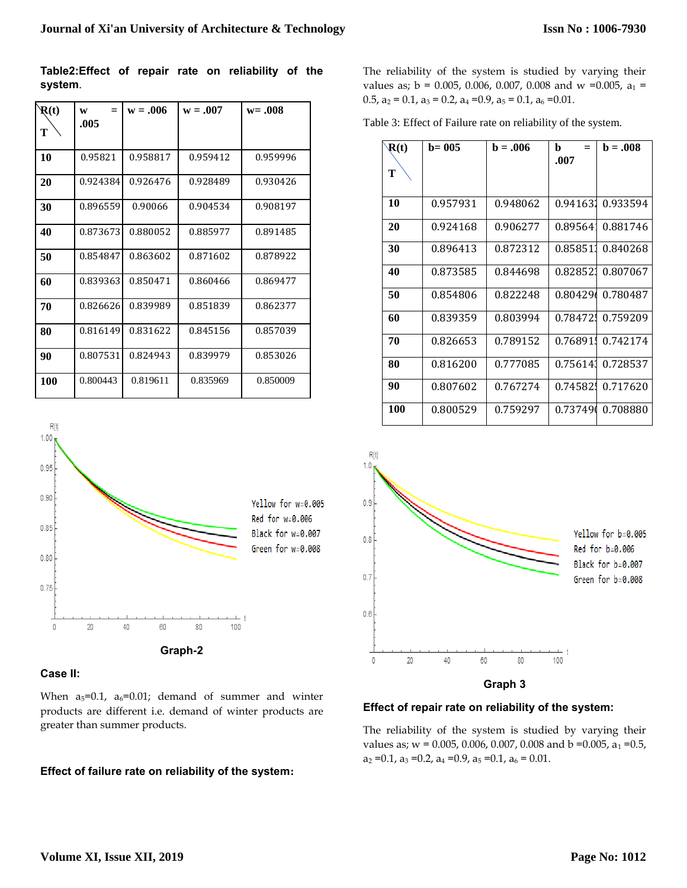**Table2:Effect of repair rate on reliability of the system.**

| R(t) / T | w = .005 | w = .006 | w = .007 | w= .008 |
|---|---|---|---|---|
| 10 | 0.95821 | 0.958817 | 0.959412 | 0.959996 |
| 20 | 0.924384 | 0.926476 | 0.928489 | 0.930426 |
| 30 | 0.896559 | 0.90066 | 0.904534 | 0.908197 |
| 40 | 0.873673 | 0.880052 | 0.885977 | 0.891485 |
| 50 | 0.854847 | 0.863602 | 0.871602 | 0.878922 |
| 60 | 0.839363 | 0.850471 | 0.860466 | 0.869477 |
| 70 | 0.826626 | 0.839989 | 0.851839 | 0.862377 |
| 80 | 0.816149 | 0.831622 | 0.845156 | 0.857039 |
| 90 | 0.807531 | 0.824943 | 0.839979 | 0.853026 |
| 100 | 0.800443 | 0.819611 | 0.835969 | 0.850009 |

Yellow for w=0.005
Red for w=0.006
Black for w=0.007
Green for w=0.008

**Graph-2**

**Case II:**

When $a_5$=0.1, $a_6$=0.01; demand of summer and winter products are different i.e. demand of winter products are greater than summer products.

**Effect of failure rate on reliability of the system:**

The reliability of the system is studied by varying their values as; b = 0.005, 0.006, 0.007, 0.008 and w =0.005, $a_1$ = 0.5, $a_2$ = 0.1, $a_3$ = 0.2, $a_4$ =0.9, $a_5$ = 0.1, $a_6$ =0.01.

Table 3: Effect of Failure rate on reliability of the system.

| R(t) / T | b= 005 | b = .006 | b = .007 | b = .008 |
|---|---|---|---|---|
| 10 | 0.957931 | 0.948062 | 0.941632 | 0.933594 |
| 20 | 0.924168 | 0.906277 | 0.895641 | 0.881746 |
| 30 | 0.896413 | 0.872312 | 0.858513 | 0.840268 |
| 40 | 0.873585 | 0.844698 | 0.828523 | 0.807067 |
| 50 | 0.854806 | 0.822248 | 0.804296 | 0.780487 |
| 60 | 0.839359 | 0.803994 | 0.784725 | 0.759209 |
| 70 | 0.826653 | 0.789152 | 0.768915 | 0.742174 |
| 80 | 0.816200 | 0.777085 | 0.756143 | 0.728537 |
| 90 | 0.807602 | 0.767274 | 0.745825 | 0.717620 |
| 100 | 0.800529 | 0.759297 | 0.737490 | 0.708880 |

Yellow for b=0.005
Red for b=0.006
Black for b=0.007
Green for b=0.008

**Graph 3**

**Effect of repair rate on reliability of the system:**

The reliability of the system is studied by varying their values as; w = 0.005, 0.006, 0.007, 0.008 and b =0.005, $a_1$ =0.5, $a_2$ =0.1, $a_3$ =0.2, $a_4$ =0.9, $a_5$ =0.1, $a_6$ = 0.01.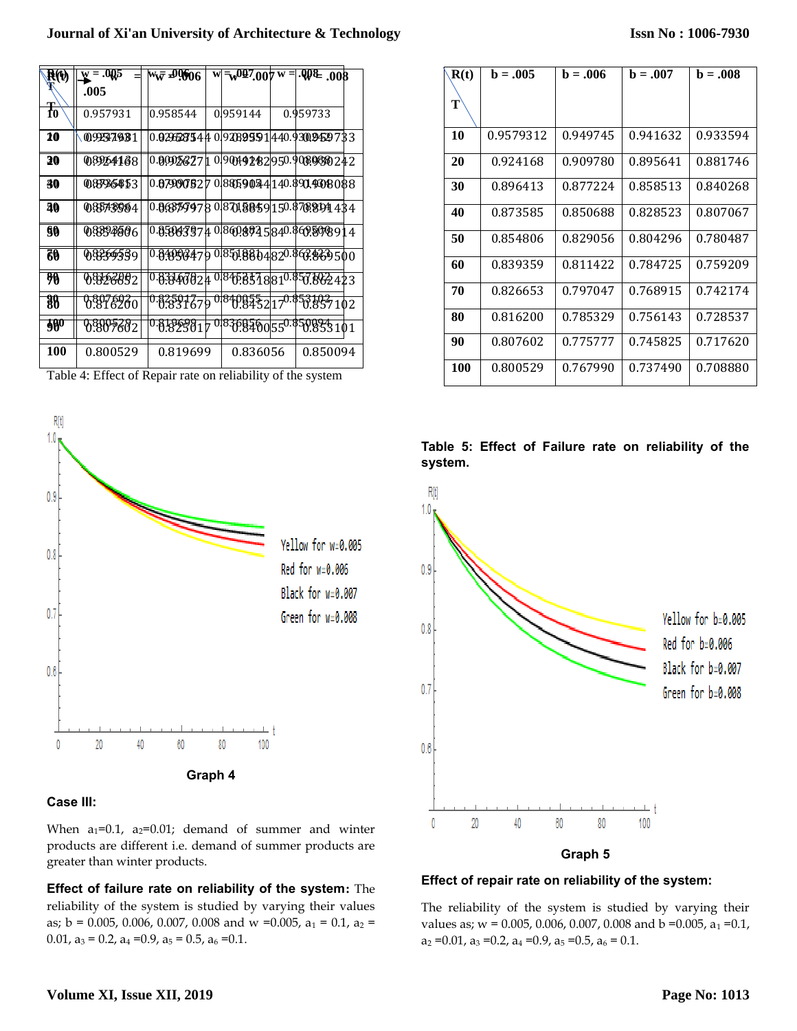| R(t) / T | w = .005 | w = .006 | w = .007 | w = .008 |
|---|---|---|---|---|
| 10 | 0.957931 | 0.958544 | 0.959144 | 0.959733 |
| 20 | 0.924168 | 0.926271 | 0.928295 | 0.930242 |
| 30 | 0.896413 | 0.900527 | 0.904414 | 0.908088 |
| 40 | 0.873584 | 0.879978 | 0.885915 | 0.891434 |
| 50 | 0.854806 | 0.863374 | 0.871584 | 0.878914 |
| 60 | 0.839359 | 0.850479 | 0.860482 | 0.869500 |
| 70 | 0.826652 | 0.840024 | 0.851881 | 0.862423 |
| 80 | 0.816200 | 0.831679 | 0.845217 | 0.857102 |
| 90 | 0.807602 | 0.825017 | 0.840055 | 0.853101 |
| 100 | 0.800529 | 0.819699 | 0.836056 | 0.850094 |

Table 4: Effect of Repair rate on reliability of the system

Graph 4

### Case III:

When $a_1$=0.1, $a_2$=0.01; demand of summer and winter products are different i.e. demand of summer products are greater than winter products.

**Effect of failure rate on reliability of the system:** The reliability of the system is studied by varying their values as; b = 0.005, 0.006, 0.007, 0.008 and w =0.005, $a_1$ = 0.1, $a_2$ = 0.01, $a_3$ = 0.2, $a_4$ =0.9, $a_5$ = 0.5, $a_6$ =0.1.

| R(t) / T | b = .005 | b = .006 | b = .007 | b = .008 |
|---|---|---|---|---|
| 10 | 0.9579312 | 0.949745 | 0.941632 | 0.933594 |
| 20 | 0.924168 | 0.909780 | 0.895641 | 0.881746 |
| 30 | 0.896413 | 0.877224 | 0.858513 | 0.840268 |
| 40 | 0.873585 | 0.850688 | 0.828523 | 0.807067 |
| 50 | 0.854806 | 0.829056 | 0.804296 | 0.780487 |
| 60 | 0.839359 | 0.811422 | 0.784725 | 0.759209 |
| 70 | 0.826653 | 0.797047 | 0.768915 | 0.742174 |
| 80 | 0.816200 | 0.785329 | 0.756143 | 0.728537 |
| 90 | 0.807602 | 0.775777 | 0.745825 | 0.717620 |
| 100 | 0.800529 | 0.767990 | 0.737490 | 0.708880 |

**Table 5: Effect of Failure rate on reliability of the system.**

Graph 5

**Effect of repair rate on reliability of the system:**

The reliability of the system is studied by varying their values as; w = 0.005, 0.006, 0.007, 0.008 and b =0.005, $a_1$ =0.1, $a_2$ =0.01, $a_3$ =0.2, $a_4$ =0.9, $a_5$ =0.5, $a_6$ = 0.1.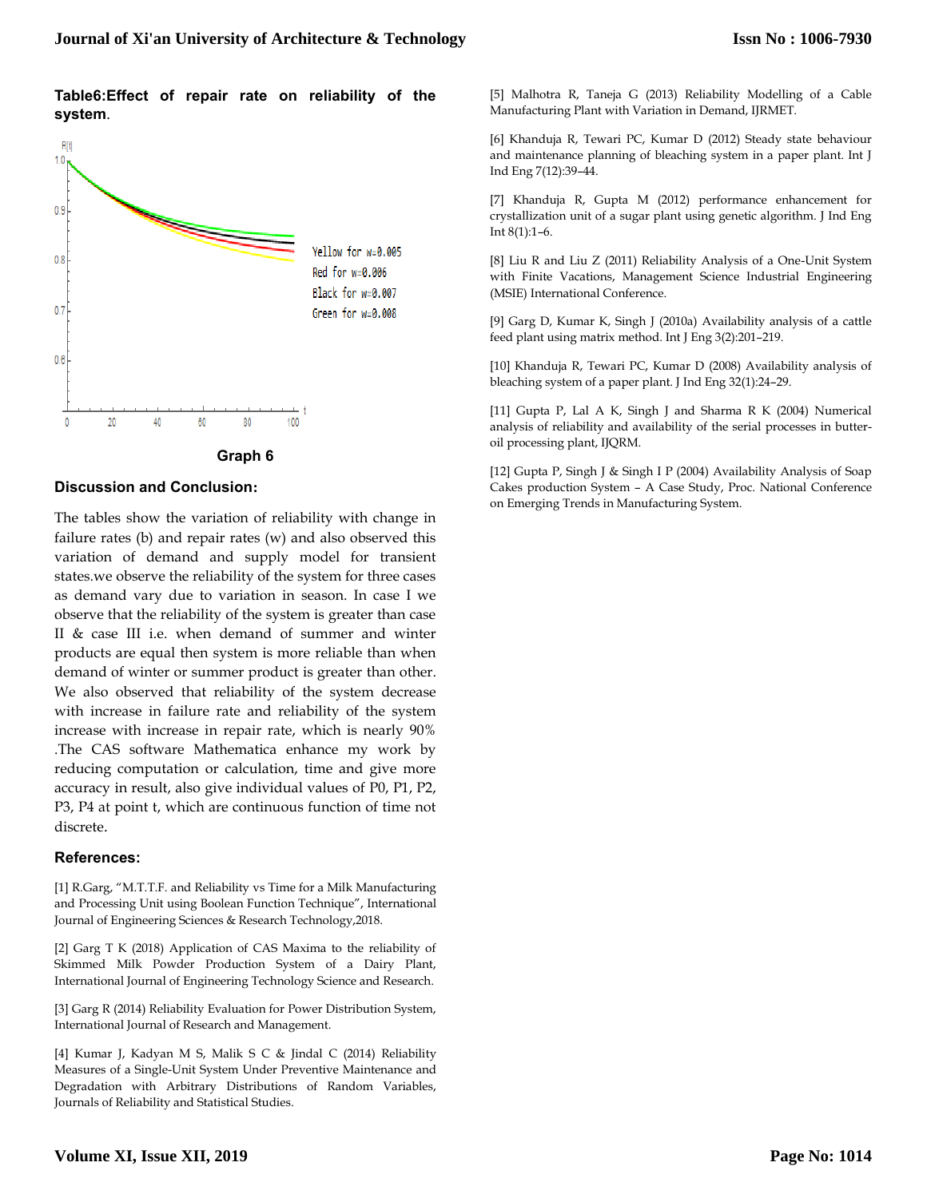**Table6:Effect of repair rate on reliability of the system.**

R[t]

1.0

0.9

0.8

0.7

0.6

0 20 40 60 80 100 t

Yellow for w=0.005

Red for w=0.006

Black for w=0.007

Green for w=0.008

**Graph 6**

### Discussion and Conclusion:

The tables show the variation of reliability with change in failure rates (b) and repair rates (w) and also observed this variation of demand and supply model for transient states.we observe the reliability of the system for three cases as demand vary due to variation in season. In case I we observe that the reliability of the system is greater than case II & case III i.e. when demand of summer and winter products are equal then system is more reliable than when demand of winter or summer product is greater than other. We also observed that reliability of the system decrease with increase in failure rate and reliability of the system increase with increase in repair rate, which is nearly 90% .The CAS software Mathematica enhance my work by reducing computation or calculation, time and give more accuracy in result, also give individual values of P0, P1, P2, P3, P4 at point t, which are continuous function of time not discrete.

### References:

[1] R.Garg, "M.T.T.F. and Reliability vs Time for a Milk Manufacturing and Processing Unit using Boolean Function Technique", International Journal of Engineering Sciences & Research Technology,2018.

[2] Garg T K (2018) Application of CAS Maxima to the reliability of Skimmed Milk Powder Production System of a Dairy Plant, International Journal of Engineering Technology Science and Research.

[3] Garg R (2014) Reliability Evaluation for Power Distribution System, International Journal of Research and Management.

[4] Kumar J, Kadyan M S, Malik S C & Jindal C (2014) Reliability Measures of a Single-Unit System Under Preventive Maintenance and Degradation with Arbitrary Distributions of Random Variables, Journals of Reliability and Statistical Studies.

[5] Malhotra R, Taneja G (2013) Reliability Modelling of a Cable Manufacturing Plant with Variation in Demand, IJRMET.

[6] Khanduja R, Tewari PC, Kumar D (2012) Steady state behaviour and maintenance planning of bleaching system in a paper plant. Int J Ind Eng 7(12):39–44.

[7] Khanduja R, Gupta M (2012) performance enhancement for crystallization unit of a sugar plant using genetic algorithm. J Ind Eng Int 8(1):1–6.

[8] Liu R and Liu Z (2011) Reliability Analysis of a One-Unit System with Finite Vacations, Management Science Industrial Engineering (MSIE) International Conference.

[9] Garg D, Kumar K, Singh J (2010a) Availability analysis of a cattle feed plant using matrix method. Int J Eng 3(2):201–219.

[10] Khanduja R, Tewari PC, Kumar D (2008) Availability analysis of bleaching system of a paper plant. J Ind Eng 32(1):24–29.

[11] Gupta P, Lal A K, Singh J and Sharma R K (2004) Numerical analysis of reliability and availability of the serial processes in butter-oil processing plant, IJQRM.

[12] Gupta P, Singh J & Singh I P (2004) Availability Analysis of Soap Cakes production System – A Case Study, Proc. National Conference on Emerging Trends in Manufacturing System.